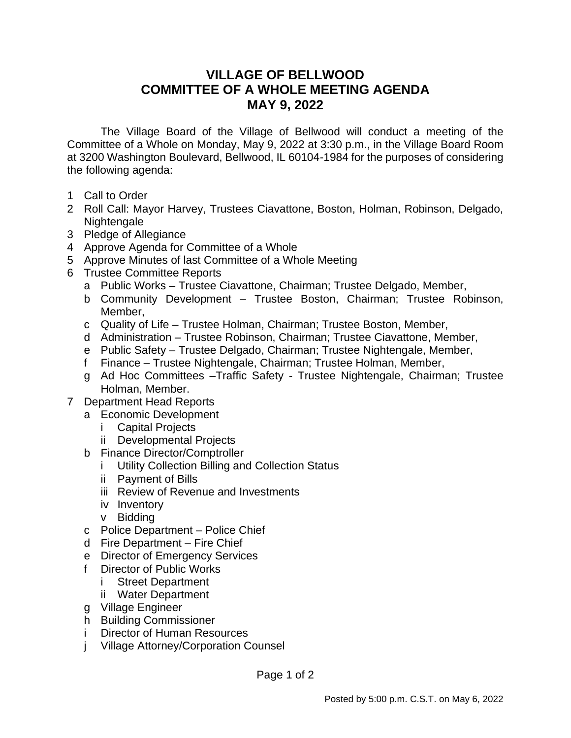# VILLAGE OF BELLWOOD
# COMMITTEE OF A WHOLE MEETING AGENDA
# MAY 9, 2022

The Village Board of the Village of Bellwood will conduct a meeting of the Committee of a Whole on Monday, May 9, 2022 at 3:30 p.m., in the Village Board Room at 3200 Washington Boulevard, Bellwood, IL 60104-1984 for the purposes of considering the following agenda:

1. Call to Order
2. Roll Call: Mayor Harvey, Trustees Ciavattone, Boston, Holman, Robinson, Delgado, Nightengale
3. Pledge of Allegiance
4. Approve Agenda for Committee of a Whole
5. Approve Minutes of last Committee of a Whole Meeting
6. Trustee Committee Reports
   - a. Public Works – Trustee Ciavattone, Chairman; Trustee Delgado, Member,
   - b. Community Development – Trustee Boston, Chairman; Trustee Robinson, Member,
   - c. Quality of Life – Trustee Holman, Chairman; Trustee Boston, Member,
   - d. Administration – Trustee Robinson, Chairman; Trustee Ciavattone, Member,
   - e. Public Safety – Trustee Delgado, Chairman; Trustee Nightengale, Member,
   - f. Finance – Trustee Nightengale, Chairman; Trustee Holman, Member,
   - g. Ad Hoc Committees –Traffic Safety - Trustee Nightengale, Chairman; Trustee Holman, Member.
7. Department Head Reports
   - a. Economic Development
     - i. Capital Projects
     - ii. Developmental Projects
   - b. Finance Director/Comptroller
     - i. Utility Collection Billing and Collection Status
     - ii. Payment of Bills
     - iii. Review of Revenue and Investments
     - iv. Inventory
     - v. Bidding
   - c. Police Department – Police Chief
   - d. Fire Department – Fire Chief
   - e. Director of Emergency Services
   - f. Director of Public Works
     - i. Street Department
     - ii. Water Department
   - g. Village Engineer
   - h. Building Commissioner
   - i. Director of Human Resources
   - j. Village Attorney/Corporation Counsel

Posted by 5:00 p.m. C.S.T. on May 6, 2022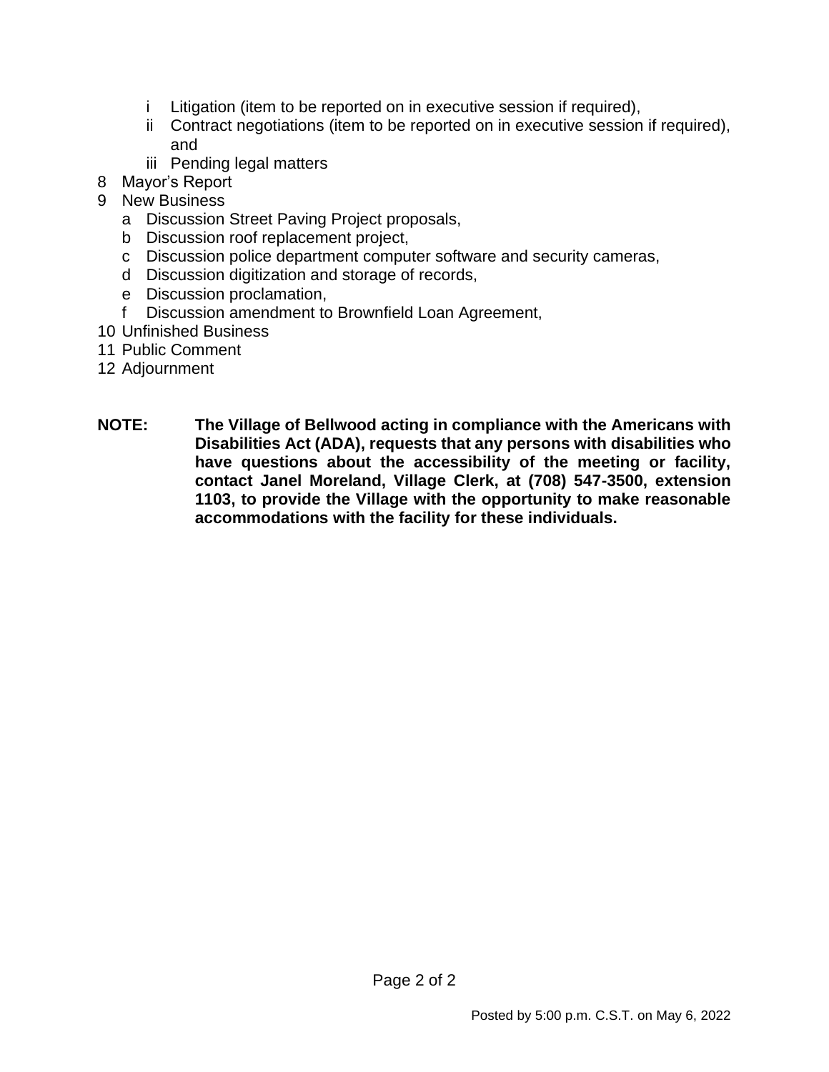i. Litigation (item to be reported on in executive session if required),
   ii. Contract negotiations (item to be reported on in executive session if required), and
   iii. Pending legal matters

8. Mayor's Report
9. New Business
   a. Discussion Street Paving Project proposals,
   b. Discussion roof replacement project,
   c. Discussion police department computer software and security cameras,
   d. Discussion digitization and storage of records,
   e. Discussion proclamation,
   f. Discussion amendment to Brownfield Loan Agreement,
10. Unfinished Business
11. Public Comment
12. Adjournment

**NOTE: The Village of Bellwood acting in compliance with the Americans with Disabilities Act (ADA), requests that any persons with disabilities who have questions about the accessibility of the meeting or facility, contact Janel Moreland, Village Clerk, at (708) 547-3500, extension 1103, to provide the Village with the opportunity to make reasonable accommodations with the facility for these individuals.**

Posted by 5:00 p.m. C.S.T. on May 6, 2022